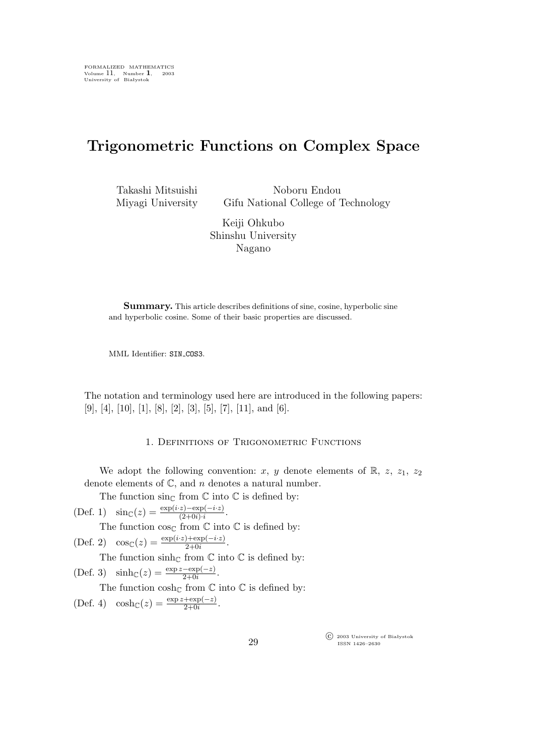FORMALIZED MATHEMATICS
Volume 11, Number 1, 2003
University of Białystok

# Trigonometric Functions on Complex Space

Takashi Mitsuishi
Miyagi University

Noboru Endou
Gifu National College of Technology

Keiji Ohkubo
Shinshu University
Nagano

**Summary.** This article describes definitions of sine, cosine, hyperbolic sine and hyperbolic cosine. Some of their basic properties are discussed.

MML Identifier: SIN_COS3.

The notation and terminology used here are introduced in the following papers: [9], [4], [10], [1], [8], [2], [3], [5], [7], [11], and [6].

## 1. Definitions of Trigonometric Functions

We adopt the following convention: $x$, $y$ denote elements of $\mathbb{R}$, $z$, $z_1$, $z_2$ denote elements of $\mathbb{C}$, and $n$ denotes a natural number.

The function $\sin_{\mathbb{C}}$ from $\mathbb{C}$ into $\mathbb{C}$ is defined by:

(Def. 1) $\sin_{\mathbb{C}}(z) = \frac{\exp(i \cdot z) - \exp(-i \cdot z)}{(2+0i) \cdot i}$.

The function $\cos_{\mathbb{C}}$ from $\mathbb{C}$ into $\mathbb{C}$ is defined by:

(Def. 2) $\cos_{\mathbb{C}}(z) = \frac{\exp(i \cdot z) + \exp(-i \cdot z)}{2+0i}$.

The function $\sinh_{\mathbb{C}}$ from $\mathbb{C}$ into $\mathbb{C}$ is defined by:

(Def. 3) $\sinh_{\mathbb{C}}(z) = \frac{\exp z - \exp(-z)}{2+0i}$.

The function $\cosh_{\mathbb{C}}$ from $\mathbb{C}$ into $\mathbb{C}$ is defined by:

(Def. 4) $\cosh_{\mathbb{C}}(z) = \frac{\exp z + \exp(-z)}{2+0i}$.

© 2003 University of Białystok
ISSN 1426–2630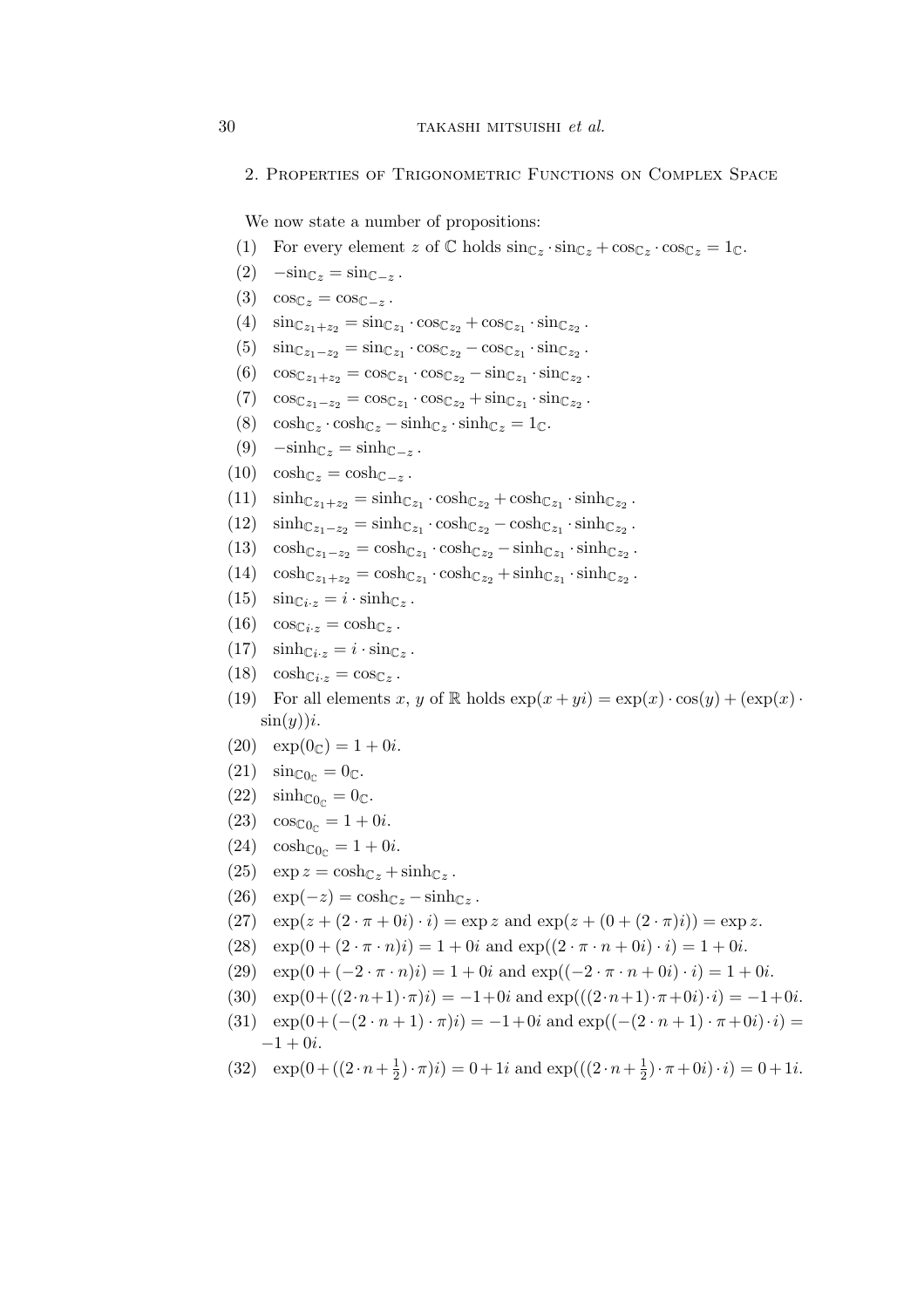## 2. Properties of Trigonometric Functions on Complex Space

We now state a number of propositions:

(1) For every element $z$ of $\mathbb{C}$ holds $\sin_{\mathbb{C}z} \cdot \sin_{\mathbb{C}z} + \cos_{\mathbb{C}z} \cdot \cos_{\mathbb{C}z} = 1_{\mathbb{C}}$.

(2) $-\sin_{\mathbb{C}z} = \sin_{\mathbb{C}-z}$.

(3) $\cos_{\mathbb{C}z} = \cos_{\mathbb{C}-z}$.

(4) $\sin_{\mathbb{C}z_1+z_2} = \sin_{\mathbb{C}z_1} \cdot \cos_{\mathbb{C}z_2} + \cos_{\mathbb{C}z_1} \cdot \sin_{\mathbb{C}z_2}$.

(5) $\sin_{\mathbb{C}z_1-z_2} = \sin_{\mathbb{C}z_1} \cdot \cos_{\mathbb{C}z_2} - \cos_{\mathbb{C}z_1} \cdot \sin_{\mathbb{C}z_2}$.

(6) $\cos_{\mathbb{C}z_1+z_2} = \cos_{\mathbb{C}z_1} \cdot \cos_{\mathbb{C}z_2} - \sin_{\mathbb{C}z_1} \cdot \sin_{\mathbb{C}z_2}$.

(7) $\cos_{\mathbb{C}z_1-z_2} = \cos_{\mathbb{C}z_1} \cdot \cos_{\mathbb{C}z_2} + \sin_{\mathbb{C}z_1} \cdot \sin_{\mathbb{C}z_2}$.

(8) $\cosh_{\mathbb{C}z} \cdot \cosh_{\mathbb{C}z} - \sinh_{\mathbb{C}z} \cdot \sinh_{\mathbb{C}z} = 1_{\mathbb{C}}$.

(9) $-\sinh_{\mathbb{C}z} = \sinh_{\mathbb{C}-z}$.

(10) $\cosh_{\mathbb{C}z} = \cosh_{\mathbb{C}-z}$.

(11) $\sinh_{\mathbb{C}z_1+z_2} = \sinh_{\mathbb{C}z_1} \cdot \cosh_{\mathbb{C}z_2} + \cosh_{\mathbb{C}z_1} \cdot \sinh_{\mathbb{C}z_2}$.

(12) $\sinh_{\mathbb{C}z_1-z_2} = \sinh_{\mathbb{C}z_1} \cdot \cosh_{\mathbb{C}z_2} - \cosh_{\mathbb{C}z_1} \cdot \sinh_{\mathbb{C}z_2}$.

(13) $\cosh_{\mathbb{C}z_1-z_2} = \cosh_{\mathbb{C}z_1} \cdot \cosh_{\mathbb{C}z_2} - \sinh_{\mathbb{C}z_1} \cdot \sinh_{\mathbb{C}z_2}$.

(14) $\cosh_{\mathbb{C}z_1+z_2} = \cosh_{\mathbb{C}z_1} \cdot \cosh_{\mathbb{C}z_2} + \sinh_{\mathbb{C}z_1} \cdot \sinh_{\mathbb{C}z_2}$.

(15) $\sin_{\mathbb{C}i \cdot z} = i \cdot \sinh_{\mathbb{C}z}$.

(16) $\cos_{\mathbb{C}i \cdot z} = \cosh_{\mathbb{C}z}$.

(17) $\sinh_{\mathbb{C}i \cdot z} = i \cdot \sin_{\mathbb{C}z}$.

(18) $\cosh_{\mathbb{C}i \cdot z} = \cos_{\mathbb{C}z}$.

(19) For all elements $x$, $y$ of $\mathbb{R}$ holds $\exp(x + yi) = \exp(x) \cdot \cos(y) + (\exp(x) \cdot \sin(y))i$.

(20) $\exp(0_{\mathbb{C}}) = 1 + 0i$.

(21) $\sin_{\mathbb{C}0_{\mathbb{C}}} = 0_{\mathbb{C}}$.

(22) $\sinh_{\mathbb{C}0_{\mathbb{C}}} = 0_{\mathbb{C}}$.

(23) $\cos_{\mathbb{C}0_{\mathbb{C}}} = 1 + 0i$.

(24) $\cosh_{\mathbb{C}0_{\mathbb{C}}} = 1 + 0i$.

(25) $\exp z = \cosh_{\mathbb{C}z} + \sinh_{\mathbb{C}z}$.

(26) $\exp(-z) = \cosh_{\mathbb{C}z} - \sinh_{\mathbb{C}z}$.

(27) $\exp(z + (2 \cdot \pi + 0i) \cdot i) = \exp z$ and $\exp(z + (0 + (2 \cdot \pi)i)) = \exp z$.

(28) $\exp(0 + (2 \cdot \pi \cdot n)i) = 1 + 0i$ and $\exp((2 \cdot \pi \cdot n + 0i) \cdot i) = 1 + 0i$.

(29) $\exp(0 + (-2 \cdot \pi \cdot n)i) = 1 + 0i$ and $\exp((-2 \cdot \pi \cdot n + 0i) \cdot i) = 1 + 0i$.

(30) $\exp(0 + ((2 \cdot n + 1) \cdot \pi)i) = -1 + 0i$ and $\exp(((2 \cdot n + 1) \cdot \pi + 0i) \cdot i) = -1 + 0i$.

(31) $\exp(0 + (-(2 \cdot n + 1) \cdot \pi)i) = -1 + 0i$ and $\exp((-(2 \cdot n + 1) \cdot \pi + 0i) \cdot i) = -1 + 0i$.

(32) $\exp(0 + ((2 \cdot n + \frac{1}{2}) \cdot \pi)i) = 0 + 1i$ and $\exp(((2 \cdot n + \frac{1}{2}) \cdot \pi + 0i) \cdot i) = 0 + 1i$.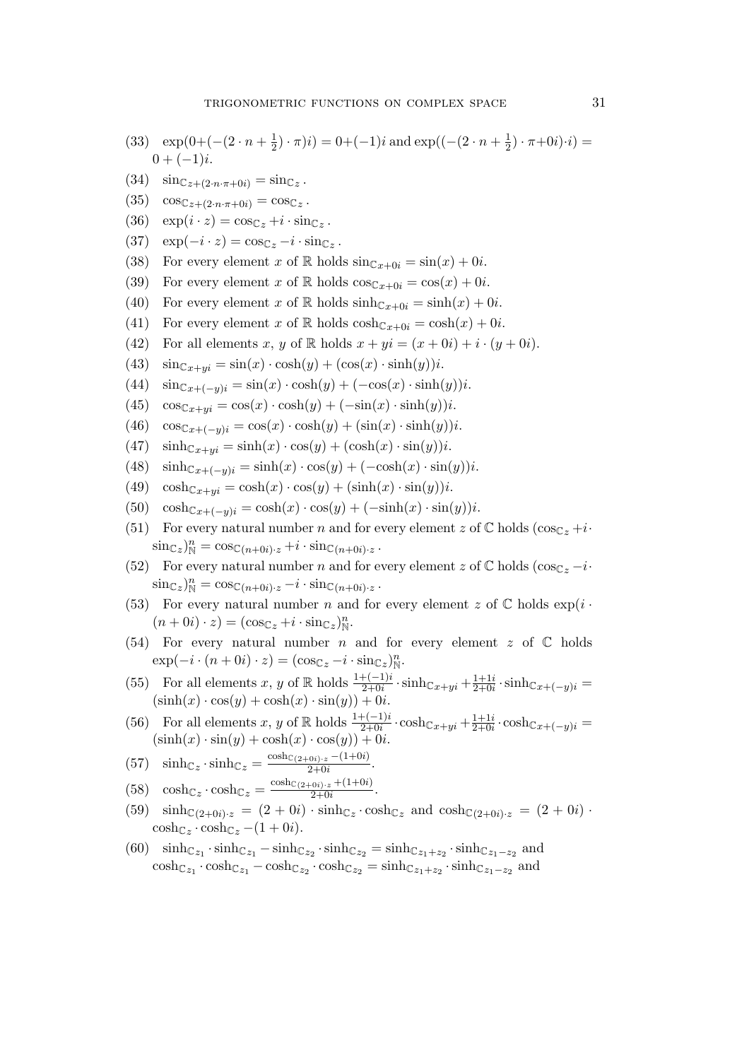(33) $\exp(0+(-(2\cdot n+\frac{1}{2})\cdot\pi)i) = 0+(-1)i$ and $\exp((-(2\cdot n+\frac{1}{2})\cdot\pi+0i)\cdot i) = 0+(-1)i$.

(34) $\sin_{\mathbb{C}\,z+(2\cdot n\cdot\pi+0i)} = \sin_{\mathbb{C}\,z}$.

(35) $\cos_{\mathbb{C}\,z+(2\cdot n\cdot\pi+0i)} = \cos_{\mathbb{C}\,z}$.

(36) $\exp(i\cdot z) = \cos_{\mathbb{C}\,z} + i\cdot\sin_{\mathbb{C}\,z}$.

(37) $\exp(-i\cdot z) = \cos_{\mathbb{C}\,z} - i\cdot\sin_{\mathbb{C}\,z}$.

(38) For every element $x$ of $\mathbb{R}$ holds $\sin_{\mathbb{C}\,x+0i} = \sin(x)+0i$.

(39) For every element $x$ of $\mathbb{R}$ holds $\cos_{\mathbb{C}\,x+0i} = \cos(x)+0i$.

(40) For every element $x$ of $\mathbb{R}$ holds $\sinh_{\mathbb{C}\,x+0i} = \sinh(x)+0i$.

(41) For every element $x$ of $\mathbb{R}$ holds $\cosh_{\mathbb{C}\,x+0i} = \cosh(x)+0i$.

(42) For all elements $x$, $y$ of $\mathbb{R}$ holds $x+yi = (x+0i)+i\cdot(y+0i)$.

(43) $\sin_{\mathbb{C}\,x+yi} = \sin(x)\cdot\cosh(y)+(\cos(x)\cdot\sinh(y))i$.

(44) $\sin_{\mathbb{C}\,x+(-y)i} = \sin(x)\cdot\cosh(y)+(-\cos(x)\cdot\sinh(y))i$.

(45) $\cos_{\mathbb{C}\,x+yi} = \cos(x)\cdot\cosh(y)+(-\sin(x)\cdot\sinh(y))i$.

(46) $\cos_{\mathbb{C}\,x+(-y)i} = \cos(x)\cdot\cosh(y)+(\sin(x)\cdot\sinh(y))i$.

(47) $\sinh_{\mathbb{C}\,x+yi} = \sinh(x)\cdot\cos(y)+(\cosh(x)\cdot\sin(y))i$.

(48) $\sinh_{\mathbb{C}\,x+(-y)i} = \sinh(x)\cdot\cos(y)+(-\cosh(x)\cdot\sin(y))i$.

(49) $\cosh_{\mathbb{C}\,x+yi} = \cosh(x)\cdot\cos(y)+(\sinh(x)\cdot\sin(y))i$.

(50) $\cosh_{\mathbb{C}\,x+(-y)i} = \cosh(x)\cdot\cos(y)+(-\sinh(x)\cdot\sin(y))i$.

(51) For every natural number $n$ and for every element $z$ of $\mathbb{C}$ holds $(\cos_{\mathbb{C}\,z} + i\cdot\sin_{\mathbb{C}\,z})^n_{\mathbb{N}} = \cos_{\mathbb{C}\,(n+0i)\cdot z} + i\cdot\sin_{\mathbb{C}\,(n+0i)\cdot z}$.

(52) For every natural number $n$ and for every element $z$ of $\mathbb{C}$ holds $(\cos_{\mathbb{C}\,z} - i\cdot\sin_{\mathbb{C}\,z})^n_{\mathbb{N}} = \cos_{\mathbb{C}\,(n+0i)\cdot z} - i\cdot\sin_{\mathbb{C}\,(n+0i)\cdot z}$.

(53) For every natural number $n$ and for every element $z$ of $\mathbb{C}$ holds $\exp(i\cdot(n+0i)\cdot z) = (\cos_{\mathbb{C}\,z} + i\cdot\sin_{\mathbb{C}\,z})^n_{\mathbb{N}}$.

(54) For every natural number $n$ and for every element $z$ of $\mathbb{C}$ holds $\exp(-i\cdot(n+0i)\cdot z) = (\cos_{\mathbb{C}\,z} - i\cdot\sin_{\mathbb{C}\,z})^n_{\mathbb{N}}$.

(55) For all elements $x$, $y$ of $\mathbb{R}$ holds $\frac{1+(-1)i}{2+0i}\cdot\sinh_{\mathbb{C}\,x+yi} + \frac{1+1i}{2+0i}\cdot\sinh_{\mathbb{C}\,x+(-y)i} = (\sinh(x)\cdot\cos(y)+\cosh(x)\cdot\sin(y))+0i$.

(56) For all elements $x$, $y$ of $\mathbb{R}$ holds $\frac{1+(-1)i}{2+0i}\cdot\cosh_{\mathbb{C}\,x+yi} + \frac{1+1i}{2+0i}\cdot\cosh_{\mathbb{C}\,x+(-y)i} = (\sinh(x)\cdot\sin(y)+\cosh(x)\cdot\cos(y))+0i$.

(57) $\sinh_{\mathbb{C}\,z}\cdot\sinh_{\mathbb{C}\,z} = \frac{\cosh_{\mathbb{C}\,(2+0i)\cdot z} - (1+0i)}{2+0i}$.

(58) $\cosh_{\mathbb{C}\,z}\cdot\cosh_{\mathbb{C}\,z} = \frac{\cosh_{\mathbb{C}\,(2+0i)\cdot z} + (1+0i)}{2+0i}$.

(59) $\sinh_{\mathbb{C}\,(2+0i)\cdot z} = (2+0i)\cdot\sinh_{\mathbb{C}\,z}\cdot\cosh_{\mathbb{C}\,z}$ and $\cosh_{\mathbb{C}\,(2+0i)\cdot z} = (2+0i)\cdot\cosh_{\mathbb{C}\,z}\cdot\cosh_{\mathbb{C}\,z} - (1+0i)$.

(60) $\sinh_{\mathbb{C}\,z_1}\cdot\sinh_{\mathbb{C}\,z_1} - \sinh_{\mathbb{C}\,z_2}\cdot\sinh_{\mathbb{C}\,z_2} = \sinh_{\mathbb{C}\,z_1+z_2}\cdot\sinh_{\mathbb{C}\,z_1-z_2}$ and $\cosh_{\mathbb{C}\,z_1}\cdot\cosh_{\mathbb{C}\,z_1} - \cosh_{\mathbb{C}\,z_2}\cdot\cosh_{\mathbb{C}\,z_2} = \sinh_{\mathbb{C}\,z_1+z_2}\cdot\sinh_{\mathbb{C}\,z_1-z_2}$ and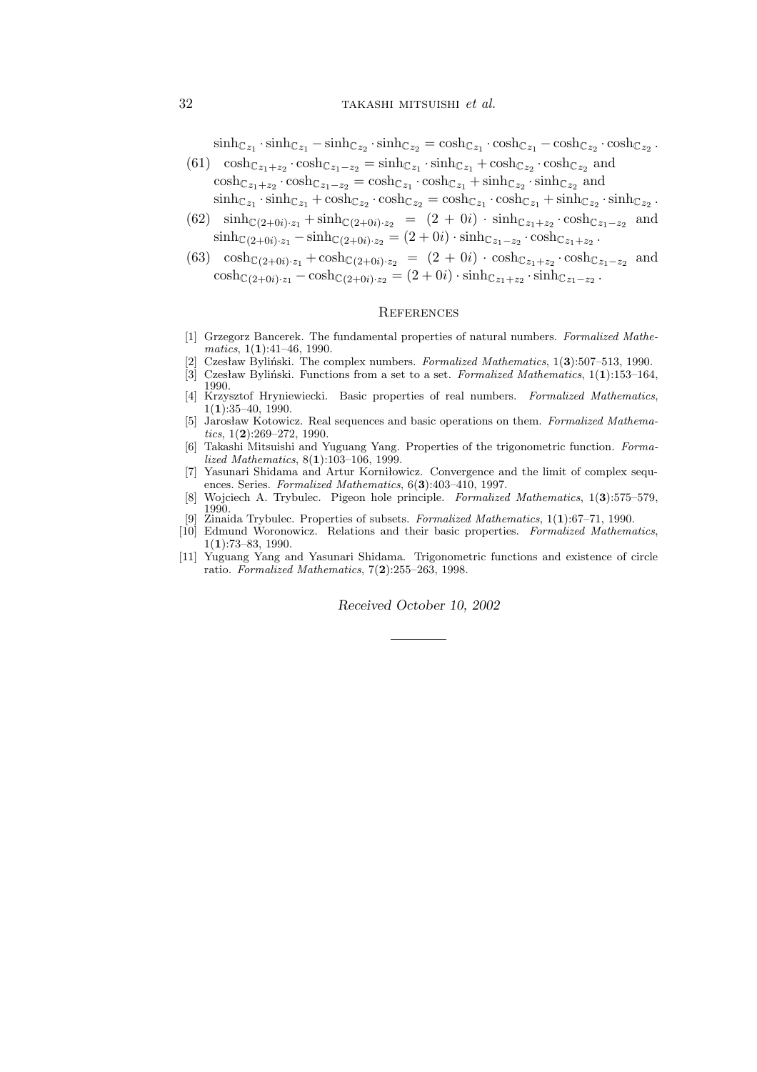$\sinh_{\mathbb{C}z_1} \cdot \sinh_{\mathbb{C}z_1} - \sinh_{\mathbb{C}z_2} \cdot \sinh_{\mathbb{C}z_2} = \cosh_{\mathbb{C}z_1} \cdot \cosh_{\mathbb{C}z_1} - \cosh_{\mathbb{C}z_2} \cdot \cosh_{\mathbb{C}z_2}$.

(61) $\cosh_{\mathbb{C}z_1+z_2} \cdot \cosh_{\mathbb{C}z_1-z_2} = \sinh_{\mathbb{C}z_1} \cdot \sinh_{\mathbb{C}z_1} + \cosh_{\mathbb{C}z_2} \cdot \cosh_{\mathbb{C}z_2}$ and $\cosh_{\mathbb{C}z_1+z_2} \cdot \cosh_{\mathbb{C}z_1-z_2} = \cosh_{\mathbb{C}z_1} \cdot \cosh_{\mathbb{C}z_1} + \sinh_{\mathbb{C}z_2} \cdot \sinh_{\mathbb{C}z_2}$ and $\sinh_{\mathbb{C}z_1} \cdot \sinh_{\mathbb{C}z_1} + \cosh_{\mathbb{C}z_2} \cdot \cosh_{\mathbb{C}z_2} = \cosh_{\mathbb{C}z_1} \cdot \cosh_{\mathbb{C}z_1} + \sinh_{\mathbb{C}z_2} \cdot \sinh_{\mathbb{C}z_2}$.

(62) $\sinh_{\mathbb{C}(2+0i)\cdot z_1} + \sinh_{\mathbb{C}(2+0i)\cdot z_2} = (2+0i) \cdot \sinh_{\mathbb{C}z_1+z_2} \cdot \cosh_{\mathbb{C}z_1-z_2}$ and $\sinh_{\mathbb{C}(2+0i)\cdot z_1} - \sinh_{\mathbb{C}(2+0i)\cdot z_2} = (2+0i) \cdot \sinh_{\mathbb{C}z_1-z_2} \cdot \cosh_{\mathbb{C}z_1+z_2}$.

(63) $\cosh_{\mathbb{C}(2+0i)\cdot z_1} + \cosh_{\mathbb{C}(2+0i)\cdot z_2} = (2+0i) \cdot \cosh_{\mathbb{C}z_1+z_2} \cdot \cosh_{\mathbb{C}z_1-z_2}$ and $\cosh_{\mathbb{C}(2+0i)\cdot z_1} - \cosh_{\mathbb{C}(2+0i)\cdot z_2} = (2+0i) \cdot \sinh_{\mathbb{C}z_1+z_2} \cdot \sinh_{\mathbb{C}z_1-z_2}$.

## References

[1] Grzegorz Bancerek. The fundamental properties of natural numbers. *Formalized Mathematics*, 1(**1**):41–46, 1990.

[2] Czesław Byliński. The complex numbers. *Formalized Mathematics*, 1(**3**):507–513, 1990.

[3] Czesław Byliński. Functions from a set to a set. *Formalized Mathematics*, 1(**1**):153–164, 1990.

[4] Krzysztof Hryniewiecki. Basic properties of real numbers. *Formalized Mathematics*, 1(**1**):35–40, 1990.

[5] Jarosław Kotowicz. Real sequences and basic operations on them. *Formalized Mathematics*, 1(**2**):269–272, 1990.

[6] Takashi Mitsuishi and Yuguang Yang. Properties of the trigonometric function. *Formalized Mathematics*, 8(**1**):103–106, 1999.

[7] Yasunari Shidama and Artur Korniłowicz. Convergence and the limit of complex sequences. Series. *Formalized Mathematics*, 6(**3**):403–410, 1997.

[8] Wojciech A. Trybulec. Pigeon hole principle. *Formalized Mathematics*, 1(**3**):575–579, 1990.

[9] Zinaida Trybulec. Properties of subsets. *Formalized Mathematics*, 1(**1**):67–71, 1990.

[10] Edmund Woronowicz. Relations and their basic properties. *Formalized Mathematics*, 1(**1**):73–83, 1990.

[11] Yuguang Yang and Yasunari Shidama. Trigonometric functions and existence of circle ratio. *Formalized Mathematics*, 7(**2**):255–263, 1998.

*Received October 10, 2002*